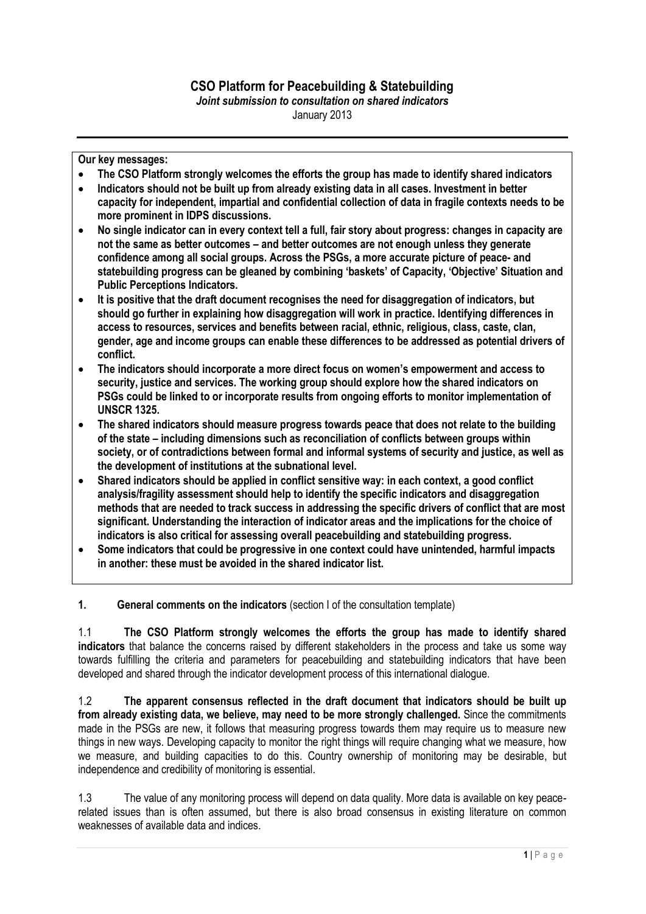# CSO Platform for Peacebuilding & Statebuilding

***Joint submission to consultation on shared indicators***

January 2013

**Our key messages:**

- **The CSO Platform strongly welcomes the efforts the group has made to identify shared indicators**
- **Indicators should not be built up from already existing data in all cases. Investment in better capacity for independent, impartial and confidential collection of data in fragile contexts needs to be more prominent in IDPS discussions.**
- **No single indicator can in every context tell a full, fair story about progress: changes in capacity are not the same as better outcomes – and better outcomes are not enough unless they generate confidence among all social groups. Across the PSGs, a more accurate picture of peace- and statebuilding progress can be gleaned by combining 'baskets' of Capacity, 'Objective' Situation and Public Perceptions Indicators.**
- **It is positive that the draft document recognises the need for disaggregation of indicators, but should go further in explaining how disaggregation will work in practice. Identifying differences in access to resources, services and benefits between racial, ethnic, religious, class, caste, clan, gender, age and income groups can enable these differences to be addressed as potential drivers of conflict.**
- **The indicators should incorporate a more direct focus on women's empowerment and access to security, justice and services. The working group should explore how the shared indicators on PSGs could be linked to or incorporate results from ongoing efforts to monitor implementation of UNSCR 1325.**
- **The shared indicators should measure progress towards peace that does not relate to the building of the state – including dimensions such as reconciliation of conflicts between groups within society, or of contradictions between formal and informal systems of security and justice, as well as the development of institutions at the subnational level.**
- **Shared indicators should be applied in conflict sensitive way: in each context, a good conflict analysis/fragility assessment should help to identify the specific indicators and disaggregation methods that are needed to track success in addressing the specific drivers of conflict that are most significant. Understanding the interaction of indicator areas and the implications for the choice of indicators is also critical for assessing overall peacebuilding and statebuilding progress.**
- **Some indicators that could be progressive in one context could have unintended, harmful impacts in another: these must be avoided in the shared indicator list.**

## 1. General comments on the indicators (section I of the consultation template)

1.1 **The CSO Platform strongly welcomes the efforts the group has made to identify shared indicators** that balance the concerns raised by different stakeholders in the process and take us some way towards fulfilling the criteria and parameters for peacebuilding and statebuilding indicators that have been developed and shared through the indicator development process of this international dialogue.

1.2 **The apparent consensus reflected in the draft document that indicators should be built up from already existing data, we believe, may need to be more strongly challenged.** Since the commitments made in the PSGs are new, it follows that measuring progress towards them may require us to measure new things in new ways. Developing capacity to monitor the right things will require changing what we measure, how we measure, and building capacities to do this. Country ownership of monitoring may be desirable, but independence and credibility of monitoring is essential.

1.3 The value of any monitoring process will depend on data quality. More data is available on key peace-related issues than is often assumed, but there is also broad consensus in existing literature on common weaknesses of available data and indices.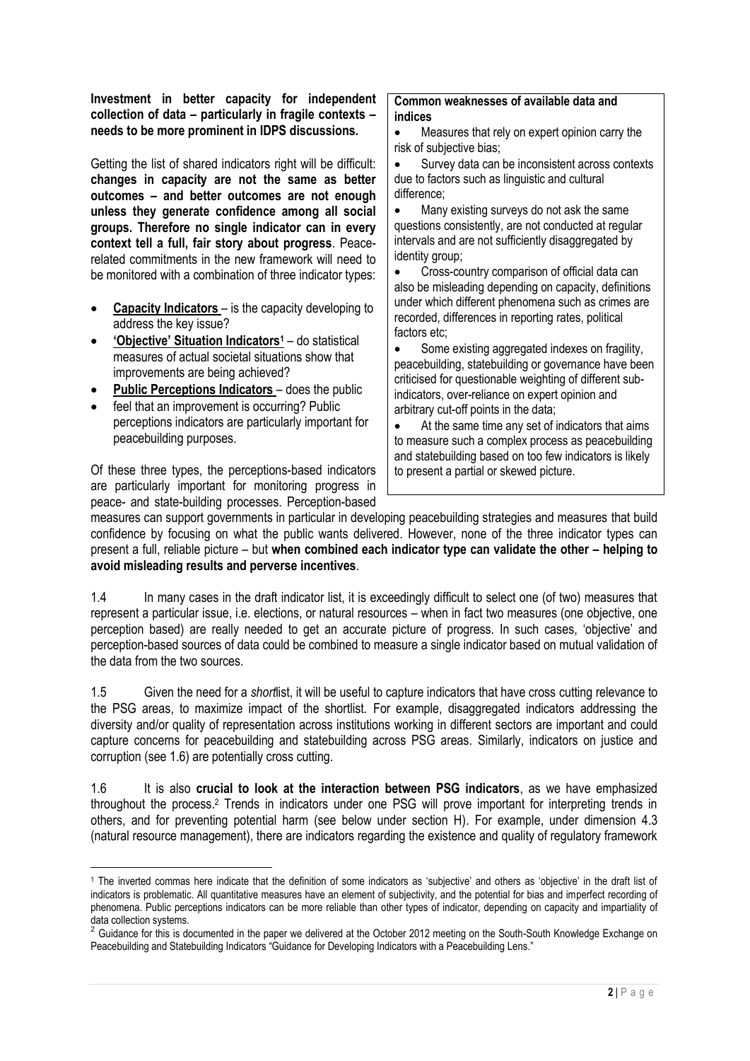**Investment in better capacity for independent collection of data – particularly in fragile contexts – needs to be more prominent in IDPS discussions.**

Getting the list of shared indicators right will be difficult: **changes in capacity are not the same as better outcomes – and better outcomes are not enough unless they generate confidence among all social groups. Therefore no single indicator can in every context tell a full, fair story about progress**. Peace-related commitments in the new framework will need to be monitored with a combination of three indicator types:

- **Capacity Indicators** – is the capacity developing to address the key issue?
- **'Objective' Situation Indicators**[1] – do statistical measures of actual societal situations show that improvements are being achieved?
- **Public Perceptions Indicators** – does the public
- feel that an improvement is occurring? Public perceptions indicators are particularly important for peacebuilding purposes.

> **Common weaknesses of available data and indices**
>
> - Measures that rely on expert opinion carry the risk of subjective bias;
> - Survey data can be inconsistent across contexts due to factors such as linguistic and cultural difference;
> - Many existing surveys do not ask the same questions consistently, are not conducted at regular intervals and are not sufficiently disaggregated by identity group;
> - Cross-country comparison of official data can also be misleading depending on capacity, definitions under which different phenomena such as crimes are recorded, differences in reporting rates, political factors etc;
> - Some existing aggregated indexes on fragility, peacebuilding, statebuilding or governance have been criticised for questionable weighting of different sub-indicators, over-reliance on expert opinion and arbitrary cut-off points in the data;
> - At the same time any set of indicators that aims to measure such a complex process as peacebuilding and statebuilding based on too few indicators is likely to present a partial or skewed picture.

Of these three types, the perceptions-based indicators are particularly important for monitoring progress in peace- and state-building processes. Perception-based measures can support governments in particular in developing peacebuilding strategies and measures that build confidence by focusing on what the public wants delivered. However, none of the three indicator types can present a full, reliable picture – but **when combined each indicator type can validate the other – helping to avoid misleading results and perverse incentives**.

1.4 In many cases in the draft indicator list, it is exceedingly difficult to select one (of two) measures that represent a particular issue, i.e. elections, or natural resources – when in fact two measures (one objective, one perception based) are really needed to get an accurate picture of progress. In such cases, 'objective' and perception-based sources of data could be combined to measure a single indicator based on mutual validation of the data from the two sources.

1.5 Given the need for a *short*list, it will be useful to capture indicators that have cross cutting relevance to the PSG areas, to maximize impact of the shortlist. For example, disaggregated indicators addressing the diversity and/or quality of representation across institutions working in different sectors are important and could capture concerns for peacebuilding and statebuilding across PSG areas. Similarly, indicators on justice and corruption (see 1.6) are potentially cross cutting.

1.6 It is also **crucial to look at the interaction between PSG indicators**, as we have emphasized throughout the process.[2] Trends in indicators under one PSG will prove important for interpreting trends in others, and for preventing potential harm (see below under section H). For example, under dimension 4.3 (natural resource management), there are indicators regarding the existence and quality of regulatory framework

---

[1] The inverted commas here indicate that the definition of some indicators as 'subjective' and others as 'objective' in the draft list of indicators is problematic. All quantitative measures have an element of subjectivity, and the potential for bias and imperfect recording of phenomena. Public perceptions indicators can be more reliable than other types of indicator, depending on capacity and impartiality of data collection systems.

[2] Guidance for this is documented in the paper we delivered at the October 2012 meeting on the South-South Knowledge Exchange on Peacebuilding and Statebuilding Indicators "Guidance for Developing Indicators with a Peacebuilding Lens."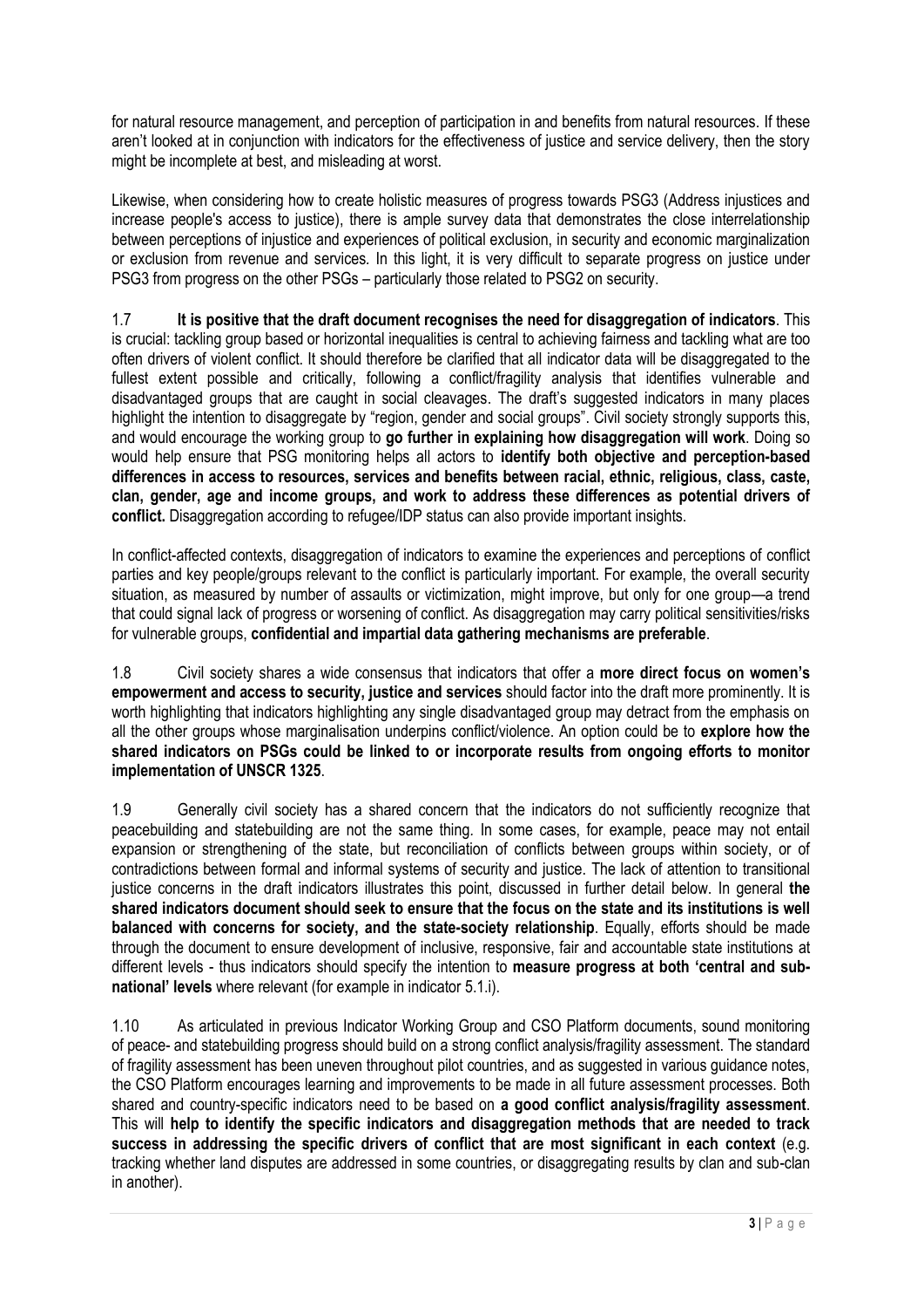for natural resource management, and perception of participation in and benefits from natural resources. If these aren't looked at in conjunction with indicators for the effectiveness of justice and service delivery, then the story might be incomplete at best, and misleading at worst.

Likewise, when considering how to create holistic measures of progress towards PSG3 (Address injustices and increase people's access to justice), there is ample survey data that demonstrates the close interrelationship between perceptions of injustice and experiences of political exclusion, in security and economic marginalization or exclusion from revenue and services. In this light, it is very difficult to separate progress on justice under PSG3 from progress on the other PSGs – particularly those related to PSG2 on security.

1.7 **It is positive that the draft document recognises the need for disaggregation of indicators**. This is crucial: tackling group based or horizontal inequalities is central to achieving fairness and tackling what are too often drivers of violent conflict. It should therefore be clarified that all indicator data will be disaggregated to the fullest extent possible and critically, following a conflict/fragility analysis that identifies vulnerable and disadvantaged groups that are caught in social cleavages. The draft's suggested indicators in many places highlight the intention to disaggregate by "region, gender and social groups". Civil society strongly supports this, and would encourage the working group to **go further in explaining how disaggregation will work**. Doing so would help ensure that PSG monitoring helps all actors to **identify both objective and perception-based differences in access to resources, services and benefits between racial, ethnic, religious, class, caste, clan, gender, age and income groups, and work to address these differences as potential drivers of conflict.** Disaggregation according to refugee/IDP status can also provide important insights.

In conflict-affected contexts, disaggregation of indicators to examine the experiences and perceptions of conflict parties and key people/groups relevant to the conflict is particularly important. For example, the overall security situation, as measured by number of assaults or victimization, might improve, but only for one group—a trend that could signal lack of progress or worsening of conflict. As disaggregation may carry political sensitivities/risks for vulnerable groups, **confidential and impartial data gathering mechanisms are preferable**.

1.8 Civil society shares a wide consensus that indicators that offer a **more direct focus on women's empowerment and access to security, justice and services** should factor into the draft more prominently. It is worth highlighting that indicators highlighting any single disadvantaged group may detract from the emphasis on all the other groups whose marginalisation underpins conflict/violence. An option could be to **explore how the shared indicators on PSGs could be linked to or incorporate results from ongoing efforts to monitor implementation of UNSCR 1325**.

1.9 Generally civil society has a shared concern that the indicators do not sufficiently recognize that peacebuilding and statebuilding are not the same thing. In some cases, for example, peace may not entail expansion or strengthening of the state, but reconciliation of conflicts between groups within society, or of contradictions between formal and informal systems of security and justice. The lack of attention to transitional justice concerns in the draft indicators illustrates this point, discussed in further detail below. In general **the shared indicators document should seek to ensure that the focus on the state and its institutions is well balanced with concerns for society, and the state-society relationship**. Equally, efforts should be made through the document to ensure development of inclusive, responsive, fair and accountable state institutions at different levels - thus indicators should specify the intention to **measure progress at both 'central and sub-national' levels** where relevant (for example in indicator 5.1.i).

1.10 As articulated in previous Indicator Working Group and CSO Platform documents, sound monitoring of peace- and statebuilding progress should build on a strong conflict analysis/fragility assessment. The standard of fragility assessment has been uneven throughout pilot countries, and as suggested in various guidance notes, the CSO Platform encourages learning and improvements to be made in all future assessment processes. Both shared and country-specific indicators need to be based on **a good conflict analysis/fragility assessment**. This will **help to identify the specific indicators and disaggregation methods that are needed to track success in addressing the specific drivers of conflict that are most significant in each context** (e.g. tracking whether land disputes are addressed in some countries, or disaggregating results by clan and sub-clan in another).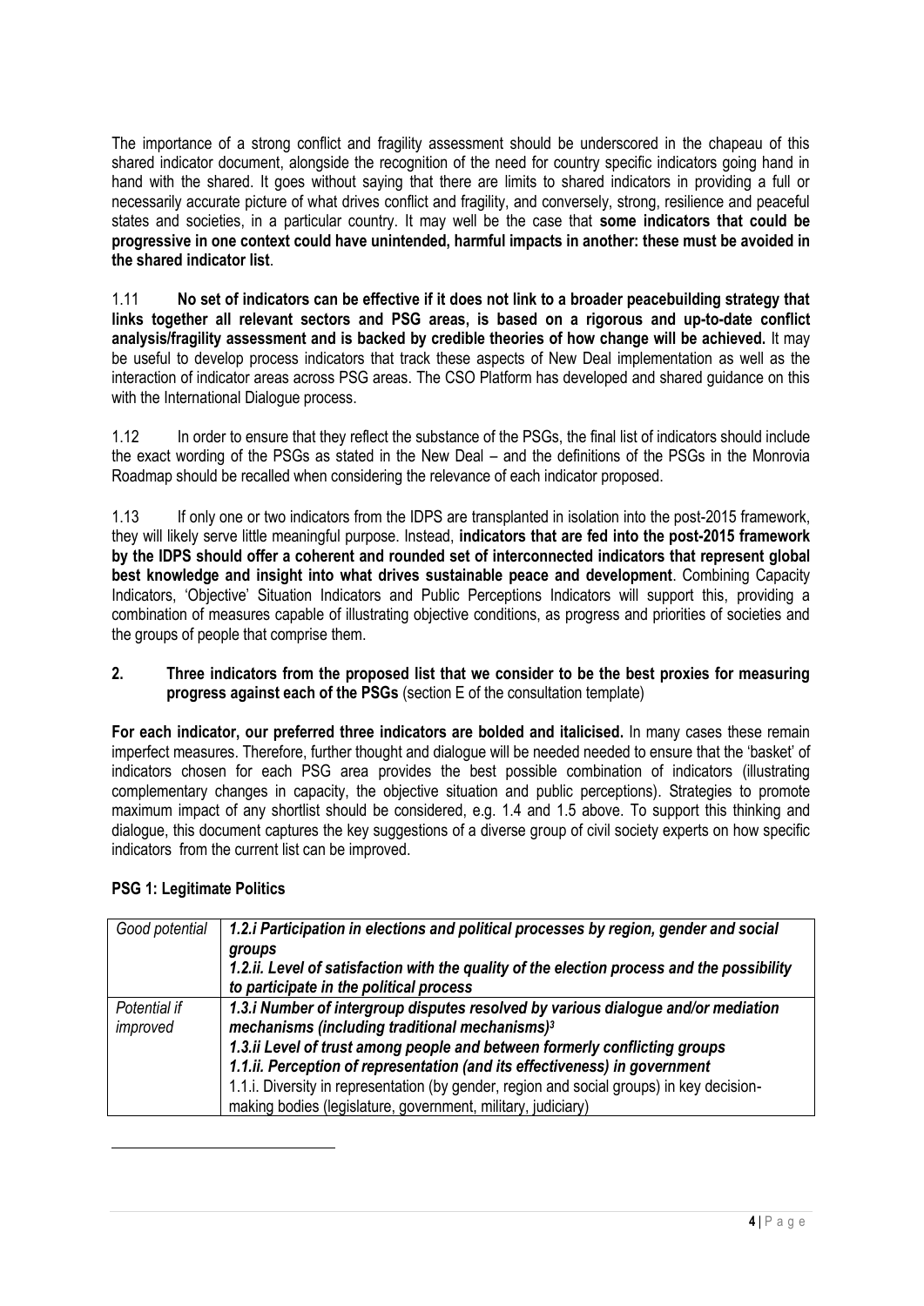The importance of a strong conflict and fragility assessment should be underscored in the chapeau of this shared indicator document, alongside the recognition of the need for country specific indicators going hand in hand with the shared. It goes without saying that there are limits to shared indicators in providing a full or necessarily accurate picture of what drives conflict and fragility, and conversely, strong, resilience and peaceful states and societies, in a particular country. It may well be the case that **some indicators that could be progressive in one context could have unintended, harmful impacts in another: these must be avoided in the shared indicator list**.

1.11 **No set of indicators can be effective if it does not link to a broader peacebuilding strategy that links together all relevant sectors and PSG areas, is based on a rigorous and up-to-date conflict analysis/fragility assessment and is backed by credible theories of how change will be achieved.** It may be useful to develop process indicators that track these aspects of New Deal implementation as well as the interaction of indicator areas across PSG areas. The CSO Platform has developed and shared guidance on this with the International Dialogue process.

1.12 In order to ensure that they reflect the substance of the PSGs, the final list of indicators should include the exact wording of the PSGs as stated in the New Deal – and the definitions of the PSGs in the Monrovia Roadmap should be recalled when considering the relevance of each indicator proposed.

1.13 If only one or two indicators from the IDPS are transplanted in isolation into the post-2015 framework, they will likely serve little meaningful purpose. Instead, **indicators that are fed into the post-2015 framework by the IDPS should offer a coherent and rounded set of interconnected indicators that represent global best knowledge and insight into what drives sustainable peace and development**. Combining Capacity Indicators, 'Objective' Situation Indicators and Public Perceptions Indicators will support this, providing a combination of measures capable of illustrating objective conditions, as progress and priorities of societies and the groups of people that comprise them.

## 2. Three indicators from the proposed list that we consider to be the best proxies for measuring progress against each of the PSGs (section E of the consultation template)

**For each indicator, our preferred three indicators are bolded and italicised.** In many cases these remain imperfect measures. Therefore, further thought and dialogue will be needed needed to ensure that the 'basket' of indicators chosen for each PSG area provides the best possible combination of indicators (illustrating complementary changes in capacity, the objective situation and public perceptions). Strategies to promote maximum impact of any shortlist should be considered, e.g. 1.4 and 1.5 above. To support this thinking and dialogue, this document captures the key suggestions of a diverse group of civil society experts on how specific indicators from the current list can be improved.

### PSG 1: Legitimate Politics

| | |
|---|---|
| *Good potential* | ***1.2.i Participation in elections and political processes by region, gender and social groups***<br>***1.2.ii. Level of satisfaction with the quality of the election process and the possibility to participate in the political process*** |
| *Potential if improved* | ***1.3.i Number of intergroup disputes resolved by various dialogue and/or mediation mechanisms (including traditional mechanisms)[3]***<br>***1.3.ii Level of trust among people and between formerly conflicting groups***<br>***1.1.ii. Perception of representation (and its effectiveness) in government***<br>1.1.i. Diversity in representation (by gender, region and social groups) in key decision-making bodies (legislature, government, military, judiciary) |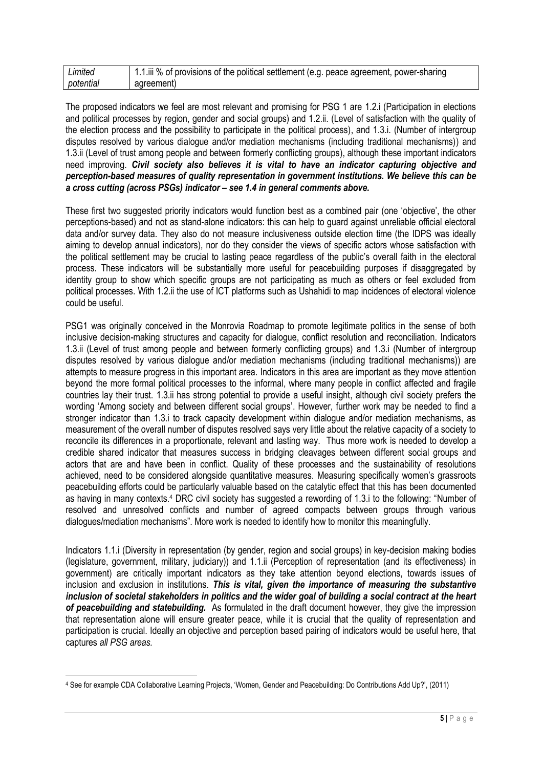| *Limited potential* | 1.1.iii % of provisions of the political settlement (e.g. peace agreement, power-sharing agreement) |
|---|---|

The proposed indicators we feel are most relevant and promising for PSG 1 are 1.2.i (Participation in elections and political processes by region, gender and social groups) and 1.2.ii. (Level of satisfaction with the quality of the election process and the possibility to participate in the political process), and 1.3.i. (Number of intergroup disputes resolved by various dialogue and/or mediation mechanisms (including traditional mechanisms)) and 1.3.ii (Level of trust among people and between formerly conflicting groups), although these important indicators need improving. ***Civil society also believes it is vital to have an indicator capturing objective and perception-based measures of quality representation in government institutions. We believe this can be a cross cutting (across PSGs) indicator – see 1.4 in general comments above.***

These first two suggested priority indicators would function best as a combined pair (one 'objective', the other perceptions-based) and not as stand-alone indicators: this can help to guard against unreliable official electoral data and/or survey data. They also do not measure inclusiveness outside election time (the IDPS was ideally aiming to develop annual indicators), nor do they consider the views of specific actors whose satisfaction with the political settlement may be crucial to lasting peace regardless of the public's overall faith in the electoral process. These indicators will be substantially more useful for peacebuilding purposes if disaggregated by identity group to show which specific groups are not participating as much as others or feel excluded from political processes. With 1.2.ii the use of ICT platforms such as Ushahidi to map incidences of electoral violence could be useful.

PSG1 was originally conceived in the Monrovia Roadmap to promote legitimate politics in the sense of both inclusive decision-making structures and capacity for dialogue, conflict resolution and reconciliation. Indicators 1.3.ii (Level of trust among people and between formerly conflicting groups) and 1.3.i (Number of intergroup disputes resolved by various dialogue and/or mediation mechanisms (including traditional mechanisms)) are attempts to measure progress in this important area. Indicators in this area are important as they move attention beyond the more formal political processes to the informal, where many people in conflict affected and fragile countries lay their trust. 1.3.ii has strong potential to provide a useful insight, although civil society prefers the wording 'Among society and between different social groups'. However, further work may be needed to find a stronger indicator than 1.3.i to track capacity development within dialogue and/or mediation mechanisms, as measurement of the overall number of disputes resolved says very little about the relative capacity of a society to reconcile its differences in a proportionate, relevant and lasting way. Thus more work is needed to develop a credible shared indicator that measures success in bridging cleavages between different social groups and actors that are and have been in conflict. Quality of these processes and the sustainability of resolutions achieved, need to be considered alongside quantitative measures. Measuring specifically women's grassroots peacebuilding efforts could be particularly valuable based on the catalytic effect that this has been documented as having in many contexts.[4] DRC civil society has suggested a rewording of 1.3.i to the following: "Number of resolved and unresolved conflicts and number of agreed compacts between groups through various dialogues/mediation mechanisms". More work is needed to identify how to monitor this meaningfully.

Indicators 1.1.i (Diversity in representation (by gender, region and social groups) in key-decision making bodies (legislature, government, military, judiciary)) and 1.1.ii (Perception of representation (and its effectiveness) in government) are critically important indicators as they take attention beyond elections, towards issues of inclusion and exclusion in institutions. ***This is vital, given the importance of measuring the substantive inclusion of societal stakeholders in politics and the wider goal of building a social contract at the heart of peacebuilding and statebuilding.*** As formulated in the draft document however, they give the impression that representation alone will ensure greater peace, while it is crucial that the quality of representation and participation is crucial. Ideally an objective and perception based pairing of indicators would be useful here, that captures *all PSG areas.*

[4] See for example CDA Collaborative Learning Projects, 'Women, Gender and Peacebuilding: Do Contributions Add Up?', (2011)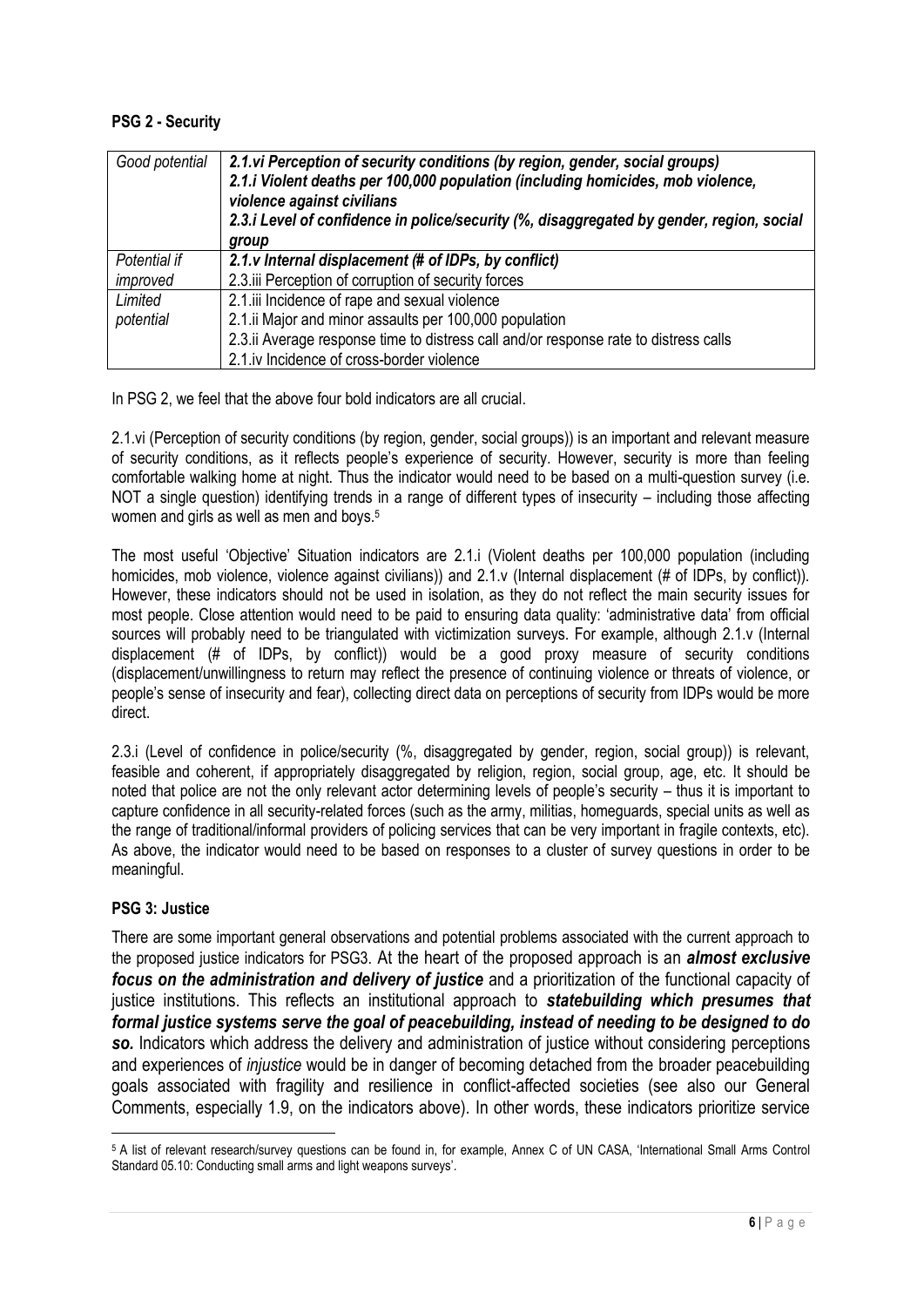**PSG 2 - Security**

| | |
|---|---|
| Good potential | ***2.1.vi Perception of security conditions (by region, gender, social groups)***<br>***2.1.i Violent deaths per 100,000 population (including homicides, mob violence, violence against civilians***<br>***2.3.i Level of confidence in police/security (%, disaggregated by gender, region, social group*** |
| Potential if improved | ***2.1.v Internal displacement (# of IDPs, by conflict)***<br>2.3.iii Perception of corruption of security forces |
| Limited potential | 2.1.iii Incidence of rape and sexual violence<br>2.1.ii Major and minor assaults per 100,000 population<br>2.3.ii Average response time to distress call and/or response rate to distress calls<br>2.1.iv Incidence of cross-border violence |

In PSG 2, we feel that the above four bold indicators are all crucial.

2.1.vi (Perception of security conditions (by region, gender, social groups)) is an important and relevant measure of security conditions, as it reflects people's experience of security. However, security is more than feeling comfortable walking home at night. Thus the indicator would need to be based on a multi-question survey (i.e. NOT a single question) identifying trends in a range of different types of insecurity – including those affecting women and girls as well as men and boys.[5]

The most useful 'Objective' Situation indicators are 2.1.i (Violent deaths per 100,000 population (including homicides, mob violence, violence against civilians)) and 2.1.v (Internal displacement (# of IDPs, by conflict)). However, these indicators should not be used in isolation, as they do not reflect the main security issues for most people. Close attention would need to be paid to ensuring data quality: 'administrative data' from official sources will probably need to be triangulated with victimization surveys. For example, although 2.1.v (Internal displacement (# of IDPs, by conflict)) would be a good proxy measure of security conditions (displacement/unwillingness to return may reflect the presence of continuing violence or threats of violence, or people's sense of insecurity and fear), collecting direct data on perceptions of security from IDPs would be more direct.

2.3.i (Level of confidence in police/security (%, disaggregated by gender, region, social group)) is relevant, feasible and coherent, if appropriately disaggregated by religion, region, social group, age, etc. It should be noted that police are not the only relevant actor determining levels of people's security – thus it is important to capture confidence in all security-related forces (such as the army, militias, homeguards, special units as well as the range of traditional/informal providers of policing services that can be very important in fragile contexts, etc). As above, the indicator would need to be based on responses to a cluster of survey questions in order to be meaningful.

**PSG 3: Justice**

There are some important general observations and potential problems associated with the current approach to the proposed justice indicators for PSG3. At the heart of the proposed approach is an ***almost exclusive focus on the administration and delivery of justice*** and a prioritization of the functional capacity of justice institutions. This reflects an institutional approach to ***statebuilding which presumes that formal justice systems serve the goal of peacebuilding, instead of needing to be designed to do so.*** Indicators which address the delivery and administration of justice without considering perceptions and experiences of *injustice* would be in danger of becoming detached from the broader peacebuilding goals associated with fragility and resilience in conflict-affected societies (see also our General Comments, especially 1.9, on the indicators above). In other words, these indicators prioritize service

[5] A list of relevant research/survey questions can be found in, for example, Annex C of UN CASA, 'International Small Arms Control Standard 05.10: Conducting small arms and light weapons surveys'.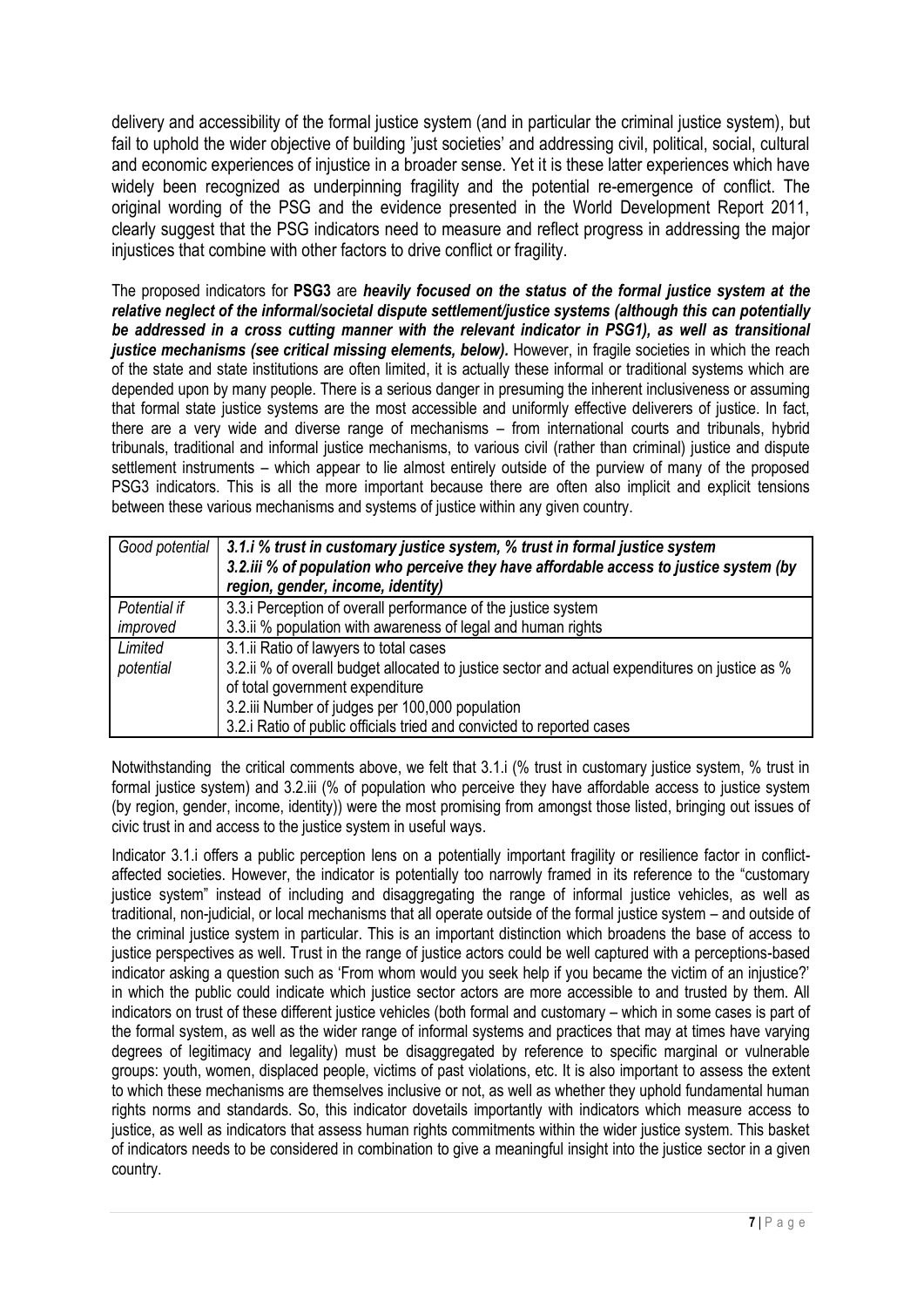delivery and accessibility of the formal justice system (and in particular the criminal justice system), but fail to uphold the wider objective of building 'just societies' and addressing civil, political, social, cultural and economic experiences of injustice in a broader sense. Yet it is these latter experiences which have widely been recognized as underpinning fragility and the potential re-emergence of conflict. The original wording of the PSG and the evidence presented in the World Development Report 2011, clearly suggest that the PSG indicators need to measure and reflect progress in addressing the major injustices that combine with other factors to drive conflict or fragility.

The proposed indicators for **PSG3** are ***heavily focused on the status of the formal justice system at the relative neglect of the informal/societal dispute settlement/justice systems (although this can potentially be addressed in a cross cutting manner with the relevant indicator in PSG1), as well as transitional justice mechanisms (see critical missing elements, below).*** However, in fragile societies in which the reach of the state and state institutions are often limited, it is actually these informal or traditional systems which are depended upon by many people. There is a serious danger in presuming the inherent inclusiveness or assuming that formal state justice systems are the most accessible and uniformly effective deliverers of justice. In fact, there are a very wide and diverse range of mechanisms – from international courts and tribunals, hybrid tribunals, traditional and informal justice mechanisms, to various civil (rather than criminal) justice and dispute settlement instruments – which appear to lie almost entirely outside of the purview of many of the proposed PSG3 indicators. This is all the more important because there are often also implicit and explicit tensions between these various mechanisms and systems of justice within any given country.

| | |
|---|---|
| *Good potential* | ***3.1.i % trust in customary justice system, % trust in formal justice system***<br>***3.2.iii % of population who perceive they have affordable access to justice system (by region, gender, income, identity)*** |
| *Potential if improved* | 3.3.i Perception of overall performance of the justice system<br>3.3.ii % population with awareness of legal and human rights |
| *Limited potential* | 3.1.ii Ratio of lawyers to total cases<br>3.2.ii % of overall budget allocated to justice sector and actual expenditures on justice as % of total government expenditure<br>3.2.iii Number of judges per 100,000 population<br>3.2.i Ratio of public officials tried and convicted to reported cases |

Notwithstanding the critical comments above, we felt that 3.1.i (% trust in customary justice system, % trust in formal justice system) and 3.2.iii (% of population who perceive they have affordable access to justice system (by region, gender, income, identity)) were the most promising from amongst those listed, bringing out issues of civic trust in and access to the justice system in useful ways.

Indicator 3.1.i offers a public perception lens on a potentially important fragility or resilience factor in conflict-affected societies. However, the indicator is potentially too narrowly framed in its reference to the "customary justice system" instead of including and disaggregating the range of informal justice vehicles, as well as traditional, non-judicial, or local mechanisms that all operate outside of the formal justice system – and outside of the criminal justice system in particular. This is an important distinction which broadens the base of access to justice perspectives as well. Trust in the range of justice actors could be well captured with a perceptions-based indicator asking a question such as 'From whom would you seek help if you became the victim of an injustice?' in which the public could indicate which justice sector actors are more accessible to and trusted by them. All indicators on trust of these different justice vehicles (both formal and customary – which in some cases is part of the formal system, as well as the wider range of informal systems and practices that may at times have varying degrees of legitimacy and legality) must be disaggregated by reference to specific marginal or vulnerable groups: youth, women, displaced people, victims of past violations, etc. It is also important to assess the extent to which these mechanisms are themselves inclusive or not, as well as whether they uphold fundamental human rights norms and standards. So, this indicator dovetails importantly with indicators which measure access to justice, as well as indicators that assess human rights commitments within the wider justice system. This basket of indicators needs to be considered in combination to give a meaningful insight into the justice sector in a given country.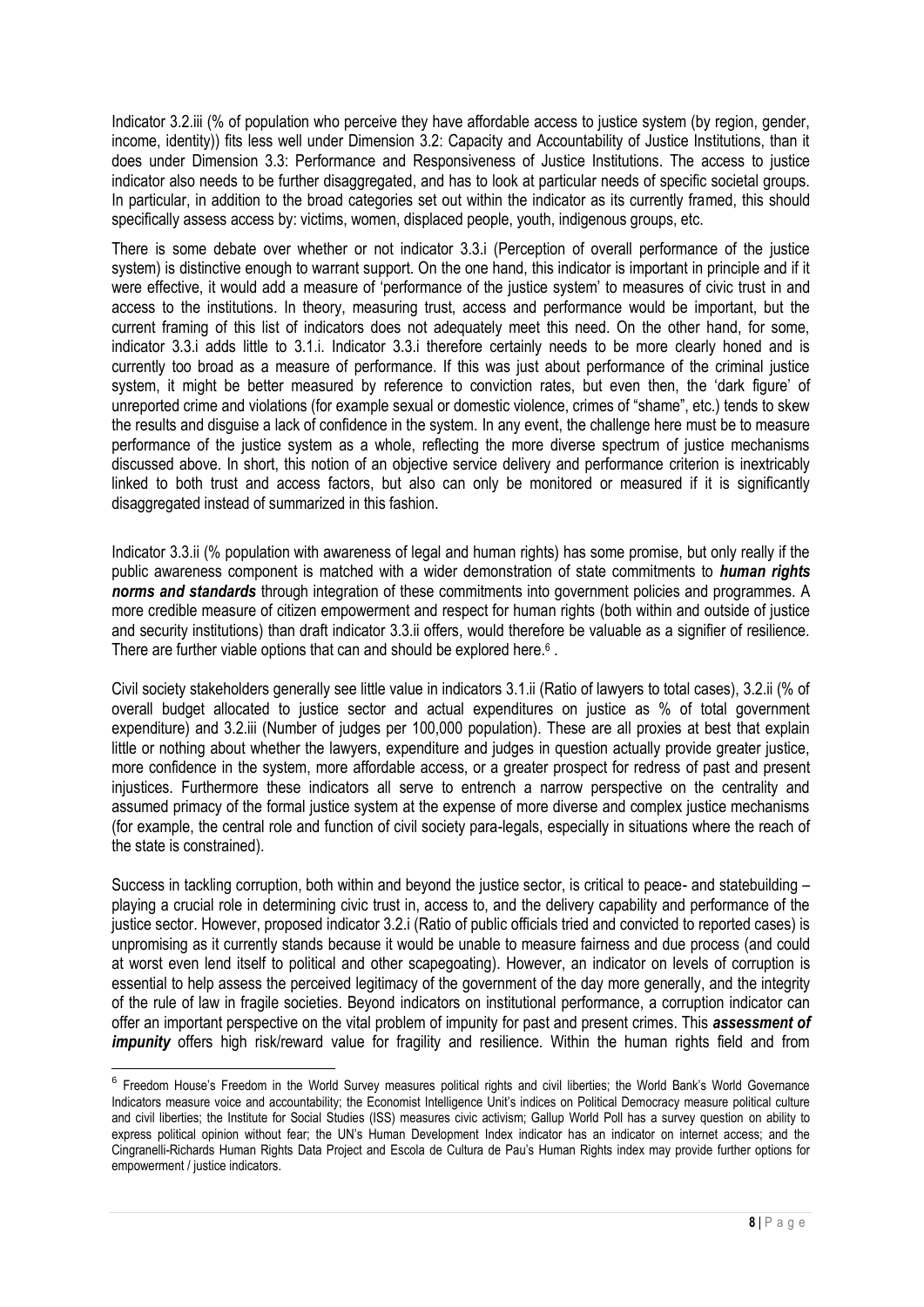Indicator 3.2.iii (% of population who perceive they have affordable access to justice system (by region, gender, income, identity)) fits less well under Dimension 3.2: Capacity and Accountability of Justice Institutions, than it does under Dimension 3.3: Performance and Responsiveness of Justice Institutions. The access to justice indicator also needs to be further disaggregated, and has to look at particular needs of specific societal groups. In particular, in addition to the broad categories set out within the indicator as its currently framed, this should specifically assess access by: victims, women, displaced people, youth, indigenous groups, etc.

There is some debate over whether or not indicator 3.3.i (Perception of overall performance of the justice system) is distinctive enough to warrant support. On the one hand, this indicator is important in principle and if it were effective, it would add a measure of 'performance of the justice system' to measures of civic trust in and access to the institutions. In theory, measuring trust, access and performance would be important, but the current framing of this list of indicators does not adequately meet this need. On the other hand, for some, indicator 3.3.i adds little to 3.1.i. Indicator 3.3.i therefore certainly needs to be more clearly honed and is currently too broad as a measure of performance. If this was just about performance of the criminal justice system, it might be better measured by reference to conviction rates, but even then, the 'dark figure' of unreported crime and violations (for example sexual or domestic violence, crimes of "shame", etc.) tends to skew the results and disguise a lack of confidence in the system. In any event, the challenge here must be to measure performance of the justice system as a whole, reflecting the more diverse spectrum of justice mechanisms discussed above. In short, this notion of an objective service delivery and performance criterion is inextricably linked to both trust and access factors, but also can only be monitored or measured if it is significantly disaggregated instead of summarized in this fashion.

Indicator 3.3.ii (% population with awareness of legal and human rights) has some promise, but only really if the public awareness component is matched with a wider demonstration of state commitments to ***human rights norms and standards*** through integration of these commitments into government policies and programmes. A more credible measure of citizen empowerment and respect for human rights (both within and outside of justice and security institutions) than draft indicator 3.3.ii offers, would therefore be valuable as a signifier of resilience. There are further viable options that can and should be explored here.[6] .

Civil society stakeholders generally see little value in indicators 3.1.ii (Ratio of lawyers to total cases), 3.2.ii (% of overall budget allocated to justice sector and actual expenditures on justice as % of total government expenditure) and 3.2.iii (Number of judges per 100,000 population). These are all proxies at best that explain little or nothing about whether the lawyers, expenditure and judges in question actually provide greater justice, more confidence in the system, more affordable access, or a greater prospect for redress of past and present injustices. Furthermore these indicators all serve to entrench a narrow perspective on the centrality and assumed primacy of the formal justice system at the expense of more diverse and complex justice mechanisms (for example, the central role and function of civil society para-legals, especially in situations where the reach of the state is constrained).

Success in tackling corruption, both within and beyond the justice sector, is critical to peace- and statebuilding – playing a crucial role in determining civic trust in, access to, and the delivery capability and performance of the justice sector. However, proposed indicator 3.2.i (Ratio of public officials tried and convicted to reported cases) is unpromising as it currently stands because it would be unable to measure fairness and due process (and could at worst even lend itself to political and other scapegoating). However, an indicator on levels of corruption is essential to help assess the perceived legitimacy of the government of the day more generally, and the integrity of the rule of law in fragile societies. Beyond indicators on institutional performance, a corruption indicator can offer an important perspective on the vital problem of impunity for past and present crimes. This ***assessment of impunity*** offers high risk/reward value for fragility and resilience. Within the human rights field and from

---

[6] Freedom House's Freedom in the World Survey measures political rights and civil liberties; the World Bank's World Governance Indicators measure voice and accountability; the Economist Intelligence Unit's indices on Political Democracy measure political culture and civil liberties; the Institute for Social Studies (ISS) measures civic activism; Gallup World Poll has a survey question on ability to express political opinion without fear; the UN's Human Development Index indicator has an indicator on internet access; and the Cingranelli-Richards Human Rights Data Project and Escola de Cultura de Pau's Human Rights index may provide further options for empowerment / justice indicators.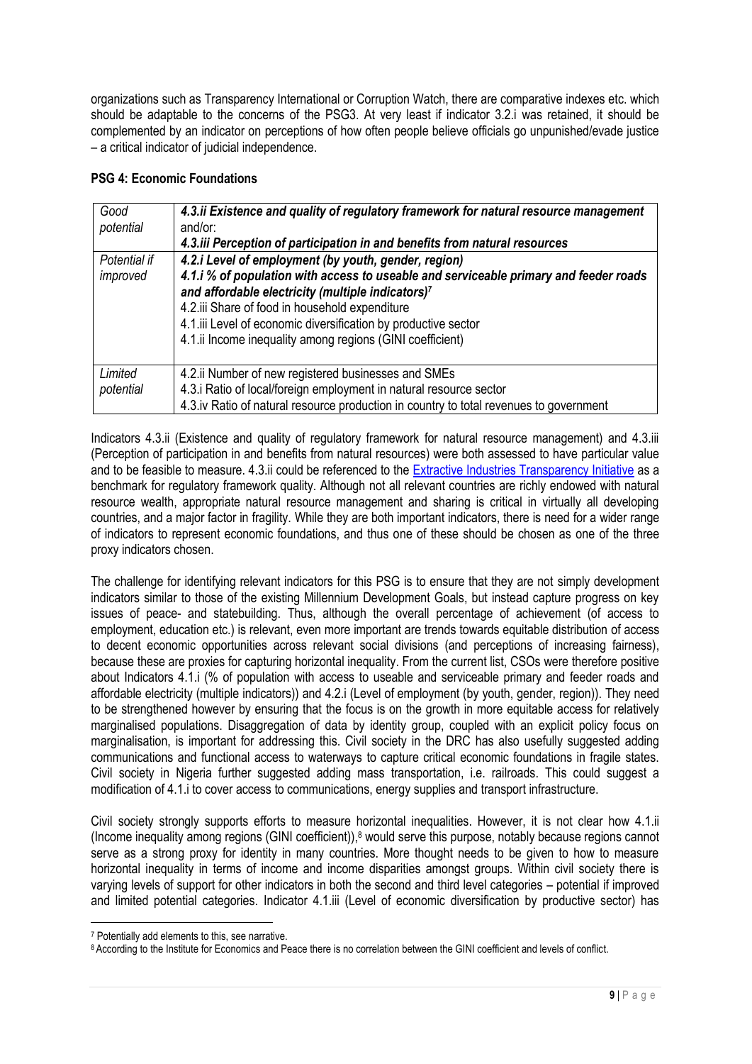organizations such as Transparency International or Corruption Watch, there are comparative indexes etc. which should be adaptable to the concerns of the PSG3. At very least if indicator 3.2.i was retained, it should be complemented by an indicator on perceptions of how often people believe officials go unpunished/evade justice – a critical indicator of judicial independence.

**PSG 4: Economic Foundations**

| | |
|---|---|
| *Good potential* | ***4.3.ii Existence and quality of regulatory framework for natural resource management*** and/or: ***4.3.iii Perception of participation in and benefits from natural resources*** |
| *Potential if improved* | ***4.2.i Level of employment (by youth, gender, region)*** ***4.1.i % of population with access to useable and serviceable primary and feeder roads and affordable electricity (multiple indicators)***[7] 4.2.iii Share of food in household expenditure 4.1.iii Level of economic diversification by productive sector 4.1.ii Income inequality among regions (GINI coefficient) |
| *Limited potential* | 4.2.ii Number of new registered businesses and SMEs 4.3.i Ratio of local/foreign employment in natural resource sector 4.3.iv Ratio of natural resource production in country to total revenues to government |

Indicators 4.3.ii (Existence and quality of regulatory framework for natural resource management) and 4.3.iii (Perception of participation in and benefits from natural resources) were both assessed to have particular value and to be feasible to measure. 4.3.ii could be referenced to the Extractive Industries Transparency Initiative as a benchmark for regulatory framework quality. Although not all relevant countries are richly endowed with natural resource wealth, appropriate natural resource management and sharing is critical in virtually all developing countries, and a major factor in fragility. While they are both important indicators, there is need for a wider range of indicators to represent economic foundations, and thus one of these should be chosen as one of the three proxy indicators chosen.

The challenge for identifying relevant indicators for this PSG is to ensure that they are not simply development indicators similar to those of the existing Millennium Development Goals, but instead capture progress on key issues of peace- and statebuilding. Thus, although the overall percentage of achievement (of access to employment, education etc.) is relevant, even more important are trends towards equitable distribution of access to decent economic opportunities across relevant social divisions (and perceptions of increasing fairness), because these are proxies for capturing horizontal inequality. From the current list, CSOs were therefore positive about Indicators 4.1.i (% of population with access to useable and serviceable primary and feeder roads and affordable electricity (multiple indicators)) and 4.2.i (Level of employment (by youth, gender, region)). They need to be strengthened however by ensuring that the focus is on the growth in more equitable access for relatively marginalised populations. Disaggregation of data by identity group, coupled with an explicit policy focus on marginalisation, is important for addressing this. Civil society in the DRC has also usefully suggested adding communications and functional access to waterways to capture critical economic foundations in fragile states. Civil society in Nigeria further suggested adding mass transportation, i.e. railroads. This could suggest a modification of 4.1.i to cover access to communications, energy supplies and transport infrastructure.

Civil society strongly supports efforts to measure horizontal inequalities. However, it is not clear how 4.1.ii (Income inequality among regions (GINI coefficient)),[8] would serve this purpose, notably because regions cannot serve as a strong proxy for identity in many countries. More thought needs to be given to how to measure horizontal inequality in terms of income and income disparities amongst groups. Within civil society there is varying levels of support for other indicators in both the second and third level categories – potential if improved and limited potential categories. Indicator 4.1.iii (Level of economic diversification by productive sector) has

[7] Potentially add elements to this, see narrative.

[8] According to the Institute for Economics and Peace there is no correlation between the GINI coefficient and levels of conflict.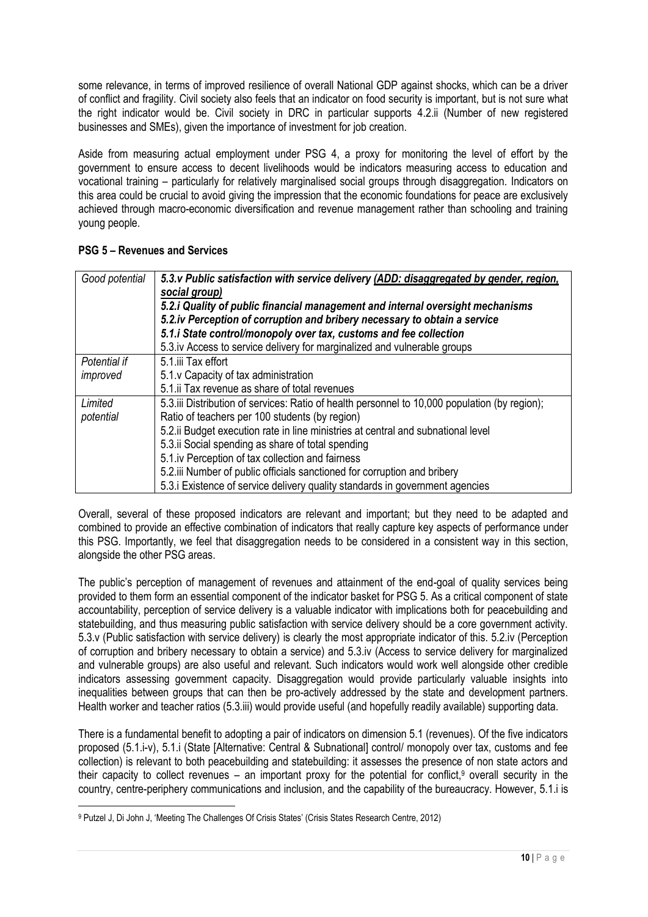some relevance, in terms of improved resilience of overall National GDP against shocks, which can be a driver of conflict and fragility. Civil society also feels that an indicator on food security is important, but is not sure what the right indicator would be. Civil society in DRC in particular supports 4.2.ii (Number of new registered businesses and SMEs), given the importance of investment for job creation.

Aside from measuring actual employment under PSG 4, a proxy for monitoring the level of effort by the government to ensure access to decent livelihoods would be indicators measuring access to education and vocational training – particularly for relatively marginalised social groups through disaggregation. Indicators on this area could be crucial to avoid giving the impression that the economic foundations for peace are exclusively achieved through macro-economic diversification and revenue management rather than schooling and training young people.

**PSG 5 – Revenues and Services**

| | |
|---|---|
| *Good potential* | ***5.3.v Public satisfaction with service delivery <u>(ADD: disaggregated by gender, region, social group)</u>***<br>***5.2.i Quality of public financial management and internal oversight mechanisms***<br>***5.2.iv Perception of corruption and bribery necessary to obtain a service***<br>***5.1.i State control/monopoly over tax, customs and fee collection***<br>5.3.iv Access to service delivery for marginalized and vulnerable groups |
| *Potential if improved* | 5.1.iii Tax effort<br>5.1.v Capacity of tax administration<br>5.1.ii Tax revenue as share of total revenues |
| *Limited potential* | 5.3.iii Distribution of services: Ratio of health personnel to 10,000 population (by region);<br>Ratio of teachers per 100 students (by region)<br>5.2.ii Budget execution rate in line ministries at central and subnational level<br>5.3.ii Social spending as share of total spending<br>5.1.iv Perception of tax collection and fairness<br>5.2.iii Number of public officials sanctioned for corruption and bribery<br>5.3.i Existence of service delivery quality standards in government agencies |

Overall, several of these proposed indicators are relevant and important; but they need to be adapted and combined to provide an effective combination of indicators that really capture key aspects of performance under this PSG. Importantly, we feel that disaggregation needs to be considered in a consistent way in this section, alongside the other PSG areas.

The public's perception of management of revenues and attainment of the end-goal of quality services being provided to them form an essential component of the indicator basket for PSG 5. As a critical component of state accountability, perception of service delivery is a valuable indicator with implications both for peacebuilding and statebuilding, and thus measuring public satisfaction with service delivery should be a core government activity. 5.3.v (Public satisfaction with service delivery) is clearly the most appropriate indicator of this. 5.2.iv (Perception of corruption and bribery necessary to obtain a service) and 5.3.iv (Access to service delivery for marginalized and vulnerable groups) are also useful and relevant. Such indicators would work well alongside other credible indicators assessing government capacity. Disaggregation would provide particularly valuable insights into inequalities between groups that can then be pro-actively addressed by the state and development partners. Health worker and teacher ratios (5.3.iii) would provide useful (and hopefully readily available) supporting data.

There is a fundamental benefit to adopting a pair of indicators on dimension 5.1 (revenues). Of the five indicators proposed (5.1.i-v), 5.1.i (State [Alternative: Central & Subnational] control/ monopoly over tax, customs and fee collection) is relevant to both peacebuilding and statebuilding: it assesses the presence of non state actors and their capacity to collect revenues – an important proxy for the potential for conflict,[9] overall security in the country, centre-periphery communications and inclusion, and the capability of the bureaucracy. However, 5.1.i is

[9] Putzel J, Di John J, 'Meeting The Challenges Of Crisis States' (Crisis States Research Centre, 2012)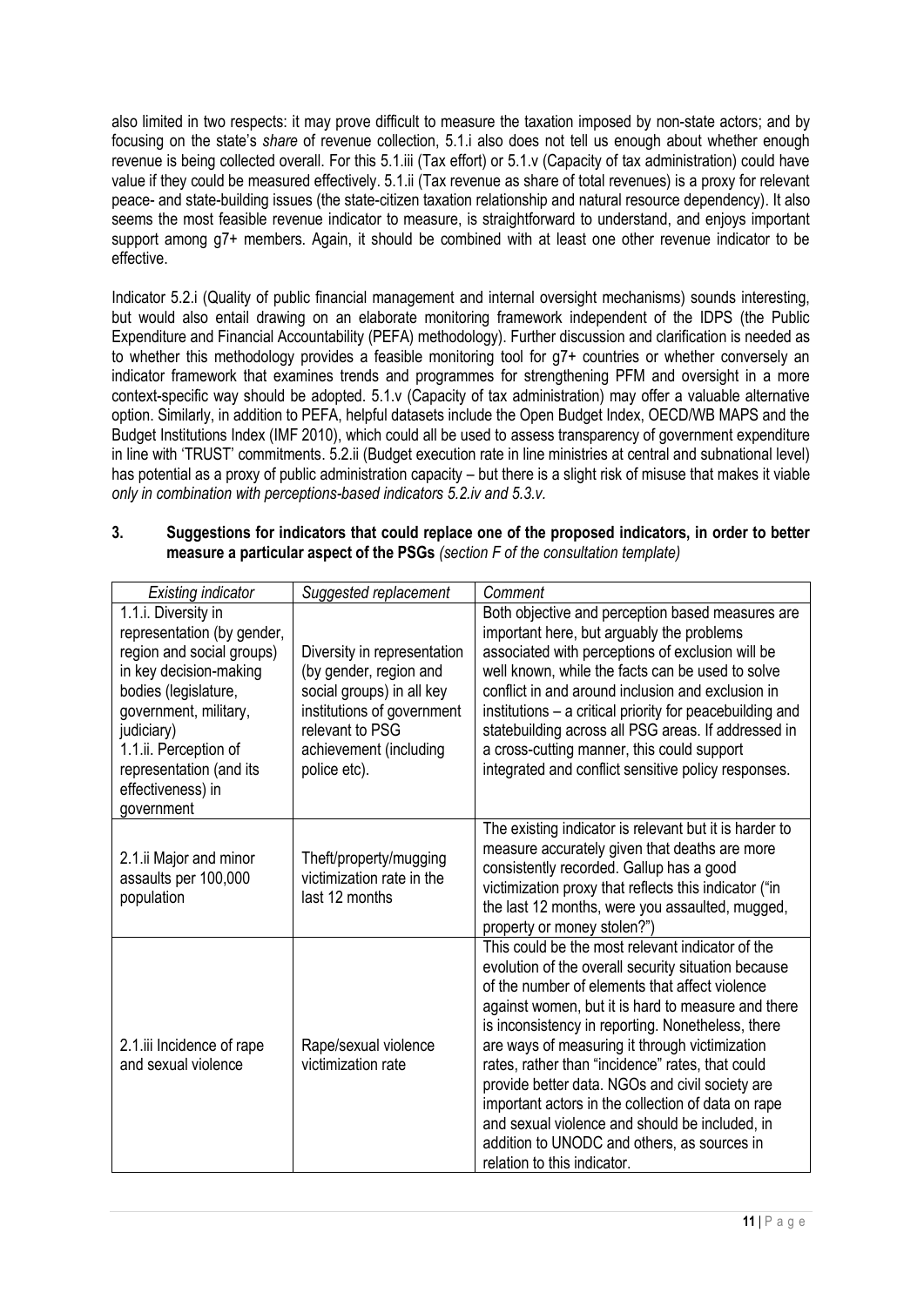also limited in two respects: it may prove difficult to measure the taxation imposed by non-state actors; and by focusing on the state's *share* of revenue collection, 5.1.i also does not tell us enough about whether enough revenue is being collected overall. For this 5.1.iii (Tax effort) or 5.1.v (Capacity of tax administration) could have value if they could be measured effectively. 5.1.ii (Tax revenue as share of total revenues) is a proxy for relevant peace- and state-building issues (the state-citizen taxation relationship and natural resource dependency). It also seems the most feasible revenue indicator to measure, is straightforward to understand, and enjoys important support among g7+ members. Again, it should be combined with at least one other revenue indicator to be effective.

Indicator 5.2.i (Quality of public financial management and internal oversight mechanisms) sounds interesting, but would also entail drawing on an elaborate monitoring framework independent of the IDPS (the Public Expenditure and Financial Accountability (PEFA) methodology). Further discussion and clarification is needed as to whether this methodology provides a feasible monitoring tool for g7+ countries or whether conversely an indicator framework that examines trends and programmes for strengthening PFM and oversight in a more context-specific way should be adopted. 5.1.v (Capacity of tax administration) may offer a valuable alternative option. Similarly, in addition to PEFA, helpful datasets include the Open Budget Index, OECD/WB MAPS and the Budget Institutions Index (IMF 2010), which could all be used to assess transparency of government expenditure in line with 'TRUST' commitments. 5.2.ii (Budget execution rate in line ministries at central and subnational level) has potential as a proxy of public administration capacity – but there is a slight risk of misuse that makes it viable *only in combination with perceptions-based indicators 5.2.iv and 5.3.v.*

### 3. Suggestions for indicators that could replace one of the proposed indicators, in order to better measure a particular aspect of the PSGs *(section F of the consultation template)*

| *Existing indicator* | *Suggested replacement* | *Comment* |
|---|---|---|
| 1.1.i. Diversity in representation (by gender, region and social groups) in key decision-making bodies (legislature, government, military, judiciary)<br>1.1.ii. Perception of representation (and its effectiveness) in government | Diversity in representation (by gender, region and social groups) in all key institutions of government relevant to PSG achievement (including police etc). | Both objective and perception based measures are important here, but arguably the problems associated with perceptions of exclusion will be well known, while the facts can be used to solve conflict in and around inclusion and exclusion in institutions – a critical priority for peacebuilding and statebuilding across all PSG areas. If addressed in a cross-cutting manner, this could support integrated and conflict sensitive policy responses. |
| 2.1.ii Major and minor assaults per 100,000 population | Theft/property/mugging victimization rate in the last 12 months | The existing indicator is relevant but it is harder to measure accurately given that deaths are more consistently recorded. Gallup has a good victimization proxy that reflects this indicator ("in the last 12 months, were you assaulted, mugged, property or money stolen?") |
| 2.1.iii Incidence of rape and sexual violence | Rape/sexual violence victimization rate | This could be the most relevant indicator of the evolution of the overall security situation because of the number of elements that affect violence against women, but it is hard to measure and there is inconsistency in reporting. Nonetheless, there are ways of measuring it through victimization rates, rather than "incidence" rates, that could provide better data. NGOs and civil society are important actors in the collection of data on rape and sexual violence and should be included, in addition to UNODC and others, as sources in relation to this indicator. |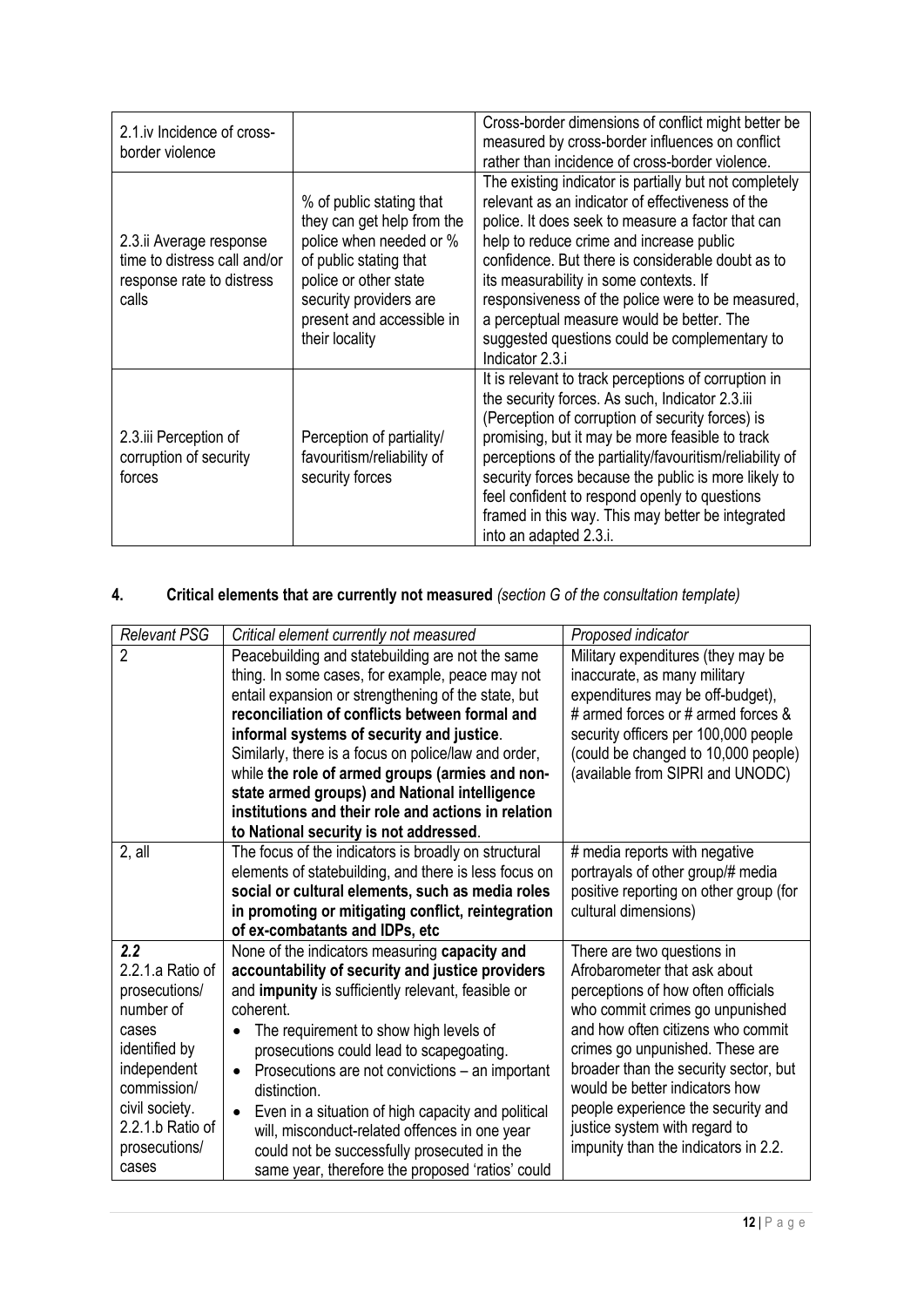| | | |
|---|---|---|
| 2.1.iv Incidence of cross-border violence | | Cross-border dimensions of conflict might better be measured by cross-border influences on conflict rather than incidence of cross-border violence. |
| 2.3.ii Average response time to distress call and/or response rate to distress calls | % of public stating that they can get help from the police when needed or % of public stating that police or other state security providers are present and accessible in their locality | The existing indicator is partially but not completely relevant as an indicator of effectiveness of the police. It does seek to measure a factor that can help to reduce crime and increase public confidence. But there is considerable doubt as to its measurability in some contexts. If responsiveness of the police were to be measured, a perceptual measure would be better. The suggested questions could be complementary to Indicator 2.3.i |
| 2.3.iii Perception of corruption of security forces | Perception of partiality/ favouritism/reliability of security forces | It is relevant to track perceptions of corruption in the security forces. As such, Indicator 2.3.iii (Perception of corruption of security forces) is promising, but it may be more feasible to track perceptions of the partiality/favouritism/reliability of security forces because the public is more likely to feel confident to respond openly to questions framed in this way. This may better be integrated into an adapted 2.3.i. |

## 4. Critical elements that are currently not measured *(section G of the consultation template)*

| *Relevant PSG* | *Critical element currently not measured* | *Proposed indicator* |
|---|---|---|
| 2 | Peacebuilding and statebuilding are not the same thing. In some cases, for example, peace may not entail expansion or strengthening of the state, but **reconciliation of conflicts between formal and informal systems of security and justice**. Similarly, there is a focus on police/law and order, while **the role of armed groups (armies and non-state armed groups) and National intelligence institutions and their role and actions in relation to National security is not addressed**. | Military expenditures (they may be inaccurate, as many military expenditures may be off-budget), # armed forces or # armed forces & security officers per 100,000 people (could be changed to 10,000 people) (available from SIPRI and UNODC) |
| 2, all | The focus of the indicators is broadly on structural elements of statebuilding, and there is less focus on **social or cultural elements, such as media roles in promoting or mitigating conflict, reintegration of ex-combatants and IDPs, etc** | # media reports with negative portrayals of other group/# media positive reporting on other group (for cultural dimensions) |
| **2.2** 2.2.1.a Ratio of prosecutions/ number of cases identified by independent commission/ civil society. 2.2.1.b Ratio of prosecutions/ cases | None of the indicators measuring **capacity and accountability of security and justice providers** and **impunity** is sufficiently relevant, feasible or coherent. <br>• The requirement to show high levels of prosecutions could lead to scapegoating. <br>• Prosecutions are not convictions – an important distinction. <br>• Even in a situation of high capacity and political will, misconduct-related offences in one year could not be successfully prosecuted in the same year, therefore the proposed 'ratios' could | There are two questions in Afrobarometer that ask about perceptions of how often officials who commit crimes go unpunished and how often citizens who commit crimes go unpunished. These are broader than the security sector, but would be better indicators how people experience the security and justice system with regard to impunity than the indicators in 2.2. |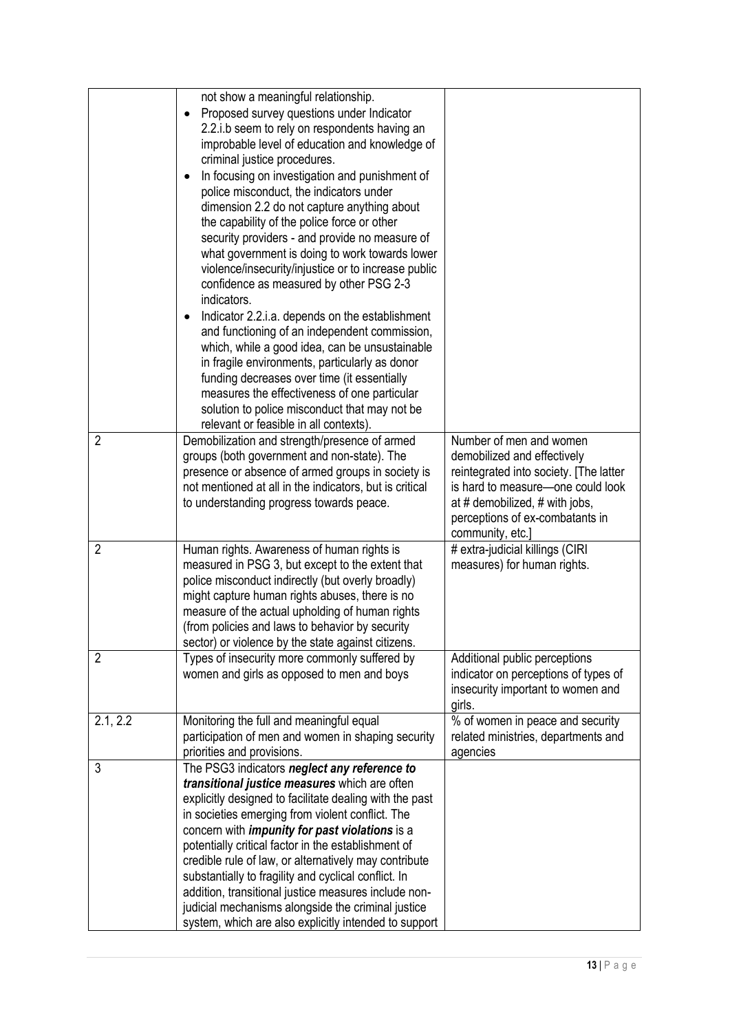| | | |
|---|---|---|
| | not show a meaningful relationship. <br>• Proposed survey questions under Indicator 2.2.i.b seem to rely on respondents having an improbable level of education and knowledge of criminal justice procedures. <br>• In focusing on investigation and punishment of police misconduct, the indicators under dimension 2.2 do not capture anything about the capability of the police force or other security providers - and provide no measure of what government is doing to work towards lower violence/insecurity/injustice or to increase public confidence as measured by other PSG 2-3 indicators. <br>• Indicator 2.2.i.a. depends on the establishment and functioning of an independent commission, which, while a good idea, can be unsustainable in fragile environments, particularly as donor funding decreases over time (it essentially measures the effectiveness of one particular solution to police misconduct that may not be relevant or feasible in all contexts). | |
| 2 | Demobilization and strength/presence of armed groups (both government and non-state). The presence or absence of armed groups in society is not mentioned at all in the indicators, but is critical to understanding progress towards peace. | Number of men and women demobilized and effectively reintegrated into society. [The latter is hard to measure—one could look at # demobilized, # with jobs, perceptions of ex-combatants in community, etc.] |
| 2 | Human rights. Awareness of human rights is measured in PSG 3, but except to the extent that police misconduct indirectly (but overly broadly) might capture human rights abuses, there is no measure of the actual upholding of human rights (from policies and laws to behavior by security sector) or violence by the state against citizens. | # extra-judicial killings (CIRI measures) for human rights. |
| 2 | Types of insecurity more commonly suffered by women and girls as opposed to men and boys | Additional public perceptions indicator on perceptions of types of insecurity important to women and girls. |
| 2.1, 2.2 | Monitoring the full and meaningful equal participation of men and women in shaping security priorities and provisions. | % of women in peace and security related ministries, departments and agencies |
| 3 | The PSG3 indicators ***neglect any reference to transitional justice measures*** which are often explicitly designed to facilitate dealing with the past in societies emerging from violent conflict. The concern with ***impunity for past violations*** is a potentially critical factor in the establishment of credible rule of law, or alternatively may contribute substantially to fragility and cyclical conflict. In addition, transitional justice measures include non-judicial mechanisms alongside the criminal justice system, which are also explicitly intended to support | |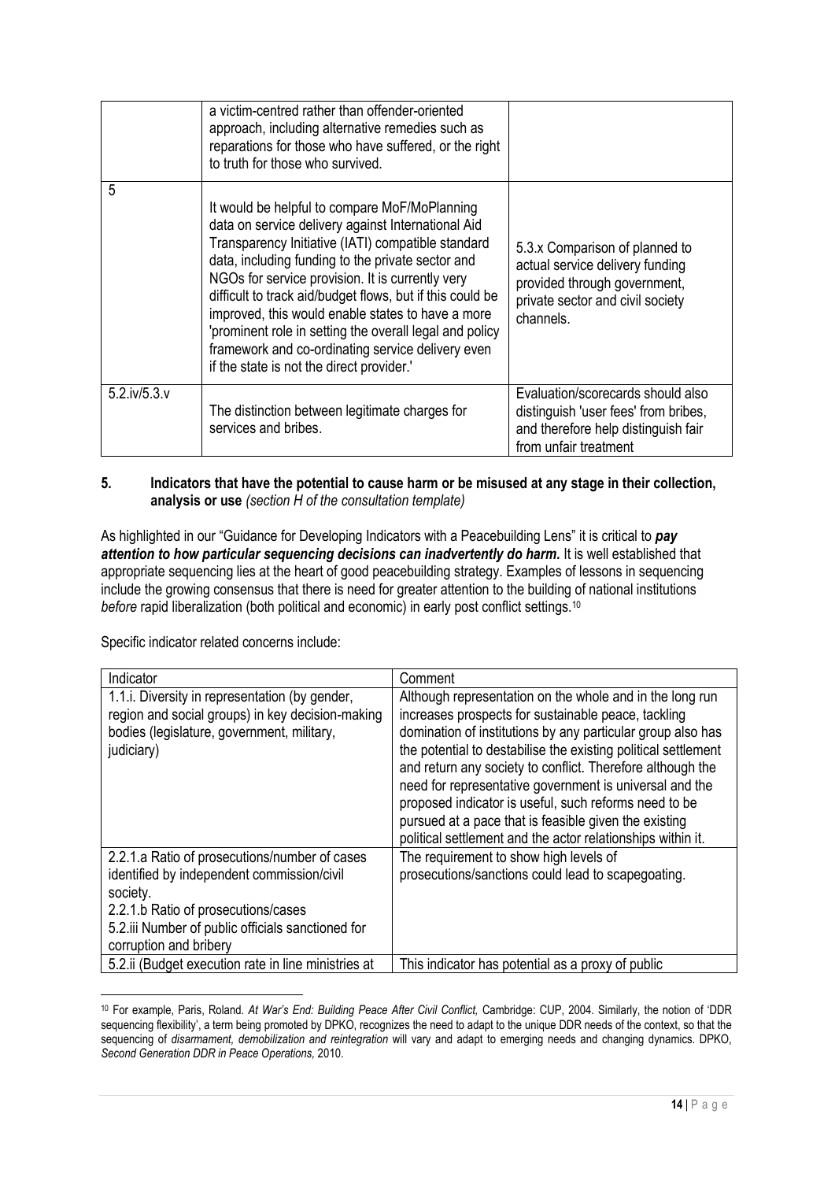| | | |
|---|---|---|
| | a victim-centred rather than offender-oriented approach, including alternative remedies such as reparations for those who have suffered, or the right to truth for those who survived. | |
| 5 | It would be helpful to compare MoF/MoPlanning data on service delivery against International Aid Transparency Initiative (IATI) compatible standard data, including funding to the private sector and NGOs for service provision. It is currently very difficult to track aid/budget flows, but if this could be improved, this would enable states to have a more 'prominent role in setting the overall legal and policy framework and co-ordinating service delivery even if the state is not the direct provider.' | 5.3.x Comparison of planned to actual service delivery funding provided through government, private sector and civil society channels. |
| 5.2.iv/5.3.v | The distinction between legitimate charges for services and bribes. | Evaluation/scorecards should also distinguish 'user fees' from bribes, and therefore help distinguish fair from unfair treatment |

## 5. Indicators that have the potential to cause harm or be misused at any stage in their collection, analysis or use *(section H of the consultation template)*

As highlighted in our "Guidance for Developing Indicators with a Peacebuilding Lens" it is critical to ***pay attention to how particular sequencing decisions can inadvertently do harm.*** It is well established that appropriate sequencing lies at the heart of good peacebuilding strategy. Examples of lessons in sequencing include the growing consensus that there is need for greater attention to the building of national institutions *before* rapid liberalization (both political and economic) in early post conflict settings.[10]

Specific indicator related concerns include:

| Indicator | Comment |
|---|---|
| 1.1.i. Diversity in representation (by gender, region and social groups) in key decision-making bodies (legislature, government, military, judiciary) | Although representation on the whole and in the long run increases prospects for sustainable peace, tackling domination of institutions by any particular group also has the potential to destabilise the existing political settlement and return any society to conflict. Therefore although the need for representative government is universal and the proposed indicator is useful, such reforms need to be pursued at a pace that is feasible given the existing political settlement and the actor relationships within it. |
| 2.2.1.a Ratio of prosecutions/number of cases identified by independent commission/civil society.<br>2.2.1.b Ratio of prosecutions/cases<br>5.2.iii Number of public officials sanctioned for corruption and bribery | The requirement to show high levels of prosecutions/sanctions could lead to scapegoating. |
| 5.2.ii (Budget execution rate in line ministries at | This indicator has potential as a proxy of public |

[10] For example, Paris, Roland. *At War's End: Building Peace After Civil Conflict,* Cambridge: CUP, 2004. Similarly, the notion of 'DDR sequencing flexibility', a term being promoted by DPKO, recognizes the need to adapt to the unique DDR needs of the context, so that the sequencing of *disarmament, demobilization and reintegration* will vary and adapt to emerging needs and changing dynamics. DPKO, *Second Generation DDR in Peace Operations,* 2010.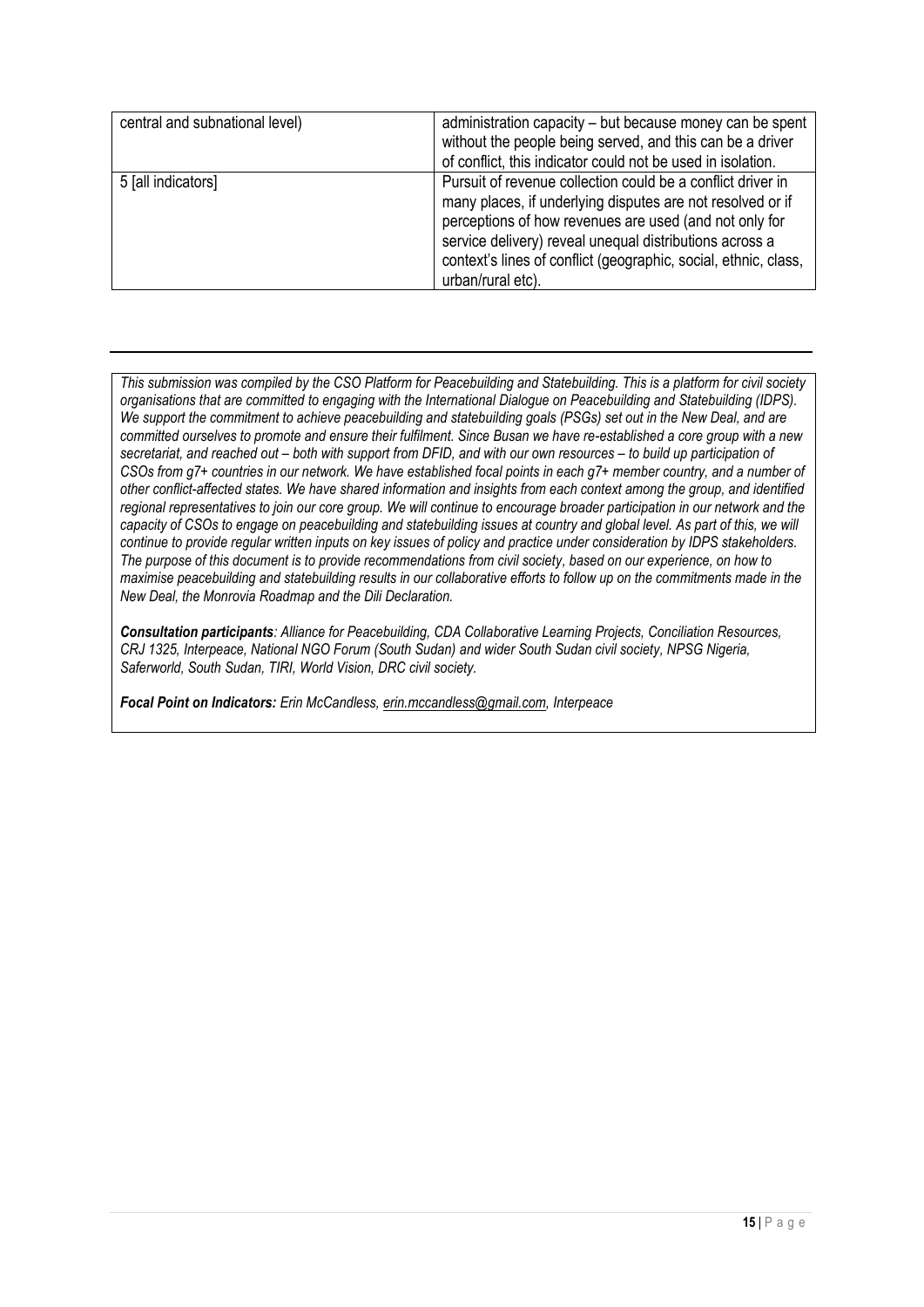| | |
|---|---|
| central and subnational level) | administration capacity – but because money can be spent without the people being served, and this can be a driver of conflict, this indicator could not be used in isolation. |
| 5 [all indicators] | Pursuit of revenue collection could be a conflict driver in many places, if underlying disputes are not resolved or if perceptions of how revenues are used (and not only for service delivery) reveal unequal distributions across a context's lines of conflict (geographic, social, ethnic, class, urban/rural etc). |

---

*This submission was compiled by the CSO Platform for Peacebuilding and Statebuilding. This is a platform for civil society organisations that are committed to engaging with the International Dialogue on Peacebuilding and Statebuilding (IDPS). We support the commitment to achieve peacebuilding and statebuilding goals (PSGs) set out in the New Deal, and are committed ourselves to promote and ensure their fulfilment. Since Busan we have re-established a core group with a new secretariat, and reached out – both with support from DFID, and with our own resources – to build up participation of CSOs from g7+ countries in our network. We have established focal points in each g7+ member country, and a number of other conflict-affected states. We have shared information and insights from each context among the group, and identified regional representatives to join our core group. We will continue to encourage broader participation in our network and the capacity of CSOs to engage on peacebuilding and statebuilding issues at country and global level. As part of this, we will continue to provide regular written inputs on key issues of policy and practice under consideration by IDPS stakeholders. The purpose of this document is to provide recommendations from civil society, based on our experience, on how to maximise peacebuilding and statebuilding results in our collaborative efforts to follow up on the commitments made in the New Deal, the Monrovia Roadmap and the Dili Declaration.*

***Consultation participants****: Alliance for Peacebuilding, CDA Collaborative Learning Projects, Conciliation Resources, CRJ 1325, Interpeace, National NGO Forum (South Sudan) and wider South Sudan civil society, NPSG Nigeria, Saferworld, South Sudan, TIRI, World Vision, DRC civil society.*

***Focal Point on Indicators:*** *Erin McCandless, erin.mccandless@gmail.com, Interpeace*